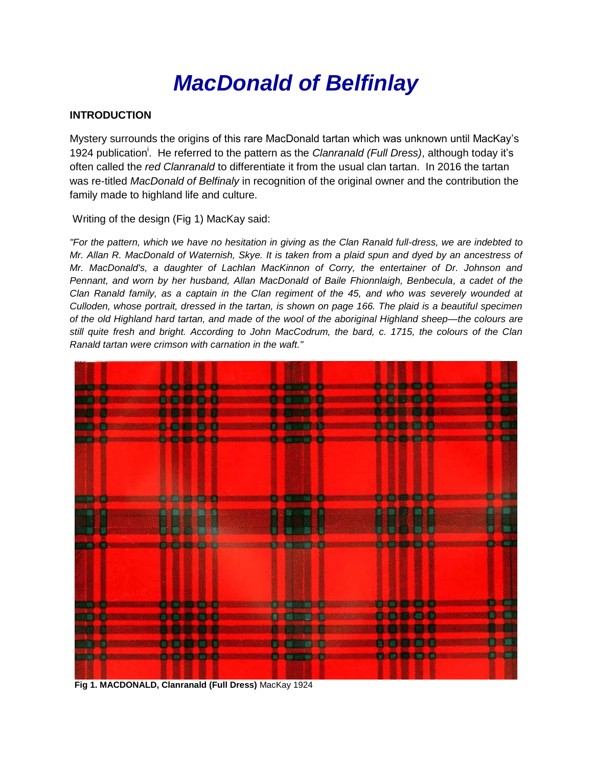# *MacDonald of Belfinlay*

## INTRODUCTION

Mystery surrounds the origins of this rare MacDonald tartan which was unknown until MacKay's 1924 publication[i]. He referred to the pattern as the *Clanranald (Full Dress)*, although today it's often called the *red Clanranald* to differentiate it from the usual clan tartan. In 2016 the tartan was re-titled *MacDonald of Belfinaly* in recognition of the original owner and the contribution the family made to highland life and culture.

Writing of the design (Fig 1) MacKay said:

*"For the pattern, which we have no hesitation in giving as the Clan Ranald full-dress, we are indebted to Mr. Allan R. MacDonald of Waternish, Skye. It is taken from a plaid spun and dyed by an ancestress of Mr. MacDonald's, a daughter of Lachlan MacKinnon of Corry, the entertainer of Dr. Johnson and Pennant, and worn by her husband, Allan MacDonald of Baile Fhionnlaigh, Benbecula, a cadet of the Clan Ranald family, as a captain in the Clan regiment of the 45, and who was severely wounded at Culloden, whose portrait, dressed in the tartan, is shown on page 166. The plaid is a beautiful specimen of the old Highland hard tartan, and made of the wool of the aboriginal Highland sheep—the colours are still quite fresh and bright. According to John MacCodrum, the bard, c. 1715, the colours of the Clan Ranald tartan were crimson with carnation in the waft."*

**Fig 1. MACDONALD, Clanranald (Full Dress)** MacKay 1924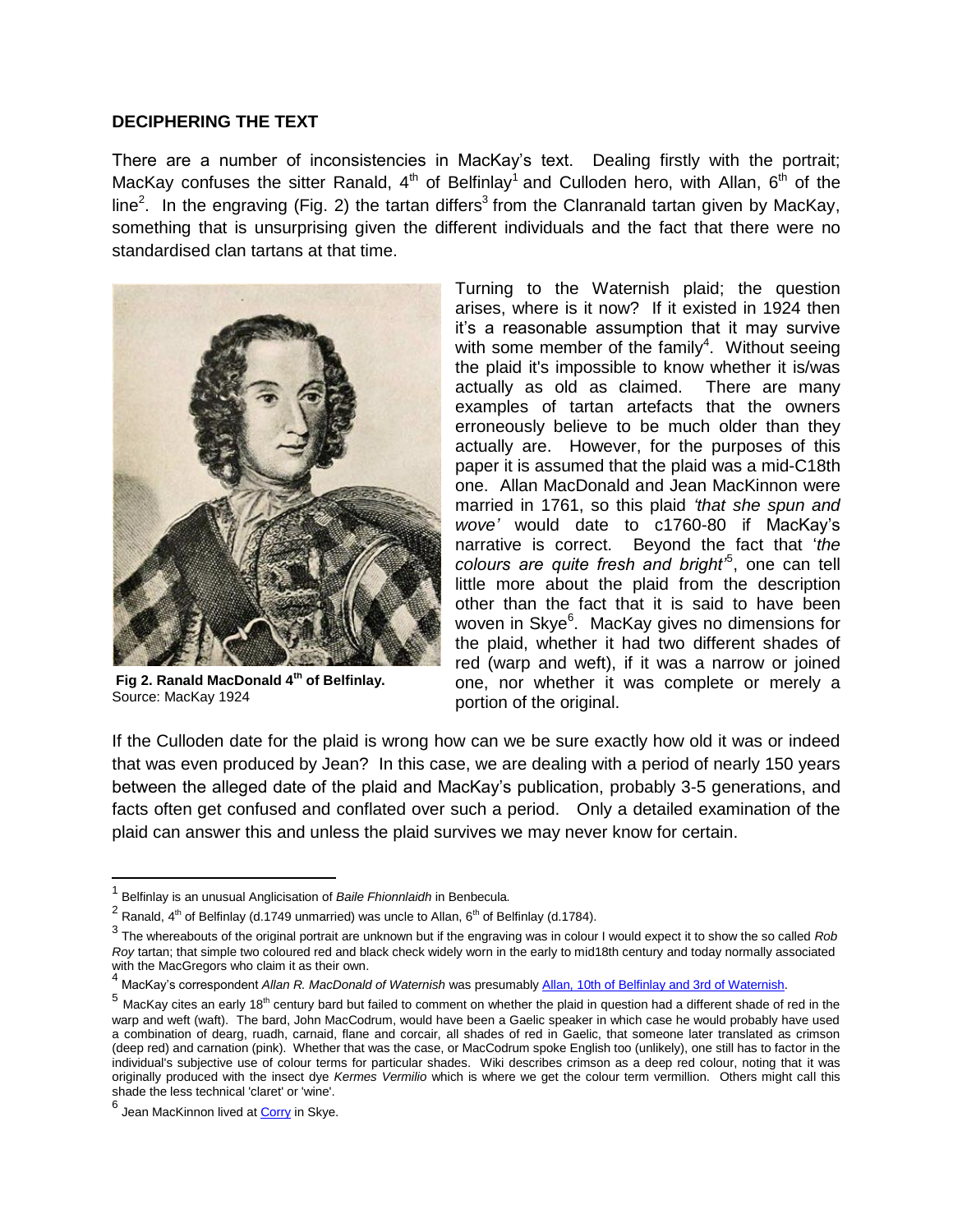## DECIPHERING THE TEXT

There are a number of inconsistencies in MacKay's text. Dealing firstly with the portrait; MacKay confuses the sitter Ranald, 4th of Belfinlay[1] and Culloden hero, with Allan, 6th of the line[2]. In the engraving (Fig. 2) the tartan differs[3] from the Clanranald tartan given by MacKay, something that is unsurprising given the different individuals and the fact that there were no standardised clan tartans at that time.

**Fig 2. Ranald MacDonald 4th of Belfinlay.**
Source: MacKay 1924

Turning to the Waternish plaid; the question arises, where is it now? If it existed in 1924 then it's a reasonable assumption that it may survive with some member of the family[4]. Without seeing the plaid it's impossible to know whether it is/was actually as old as claimed. There are many examples of tartan artefacts that the owners erroneously believe to be much older than they actually are. However, for the purposes of this paper it is assumed that the plaid was a mid-C18th one. Allan MacDonald and Jean MacKinnon were married in 1761, so this plaid *'that she spun and wove'* would date to c1760-80 if MacKay's narrative is correct. Beyond the fact that '*the colours are quite fresh and bright*'[5], one can tell little more about the plaid from the description other than the fact that it is said to have been woven in Skye[6]. MacKay gives no dimensions for the plaid, whether it had two different shades of red (warp and weft), if it was a narrow or joined one, nor whether it was complete or merely a portion of the original.

If the Culloden date for the plaid is wrong how can we be sure exactly how old it was or indeed that was even produced by Jean? In this case, we are dealing with a period of nearly 150 years between the alleged date of the plaid and MacKay's publication, probably 3-5 generations, and facts often get confused and conflated over such a period. Only a detailed examination of the plaid can answer this and unless the plaid survives we may never know for certain.

---

[1] Belfinlay is an unusual Anglicisation of *Baile Fhionnlaidh* in Benbecula.

[2] Ranald, 4th of Belfinlay (d.1749 unmarried) was uncle to Allan, 6th of Belfinlay (d.1784).

[3] The whereabouts of the original portrait are unknown but if the engraving was in colour I would expect it to show the so called *Rob Roy* tartan; that simple two coloured red and black check widely worn in the early to mid18th century and today normally associated with the MacGregors who claim it as their own.

[4] MacKay's correspondent *Allan R. MacDonald of Waternish* was presumably Allan, 10th of Belfinlay and 3rd of Waternish.

[5] MacKay cites an early 18th century bard but failed to comment on whether the plaid in question had a different shade of red in the warp and weft (waft). The bard, John MacCodrum, would have been a Gaelic speaker in which case he would probably have used a combination of dearg, ruadh, carnaid, flane and corcair, all shades of red in Gaelic, that someone later translated as crimson (deep red) and carnation (pink). Whether that was the case, or MacCodrum spoke English too (unlikely), one still has to factor in the individual's subjective use of colour terms for particular shades. Wiki describes crimson as a deep red colour, noting that it was originally produced with the insect dye *Kermes Vermilio* which is where we get the colour term vermillion. Others might call this shade the less technical 'claret' or 'wine'.

[6] Jean MacKinnon lived at Corry in Skye.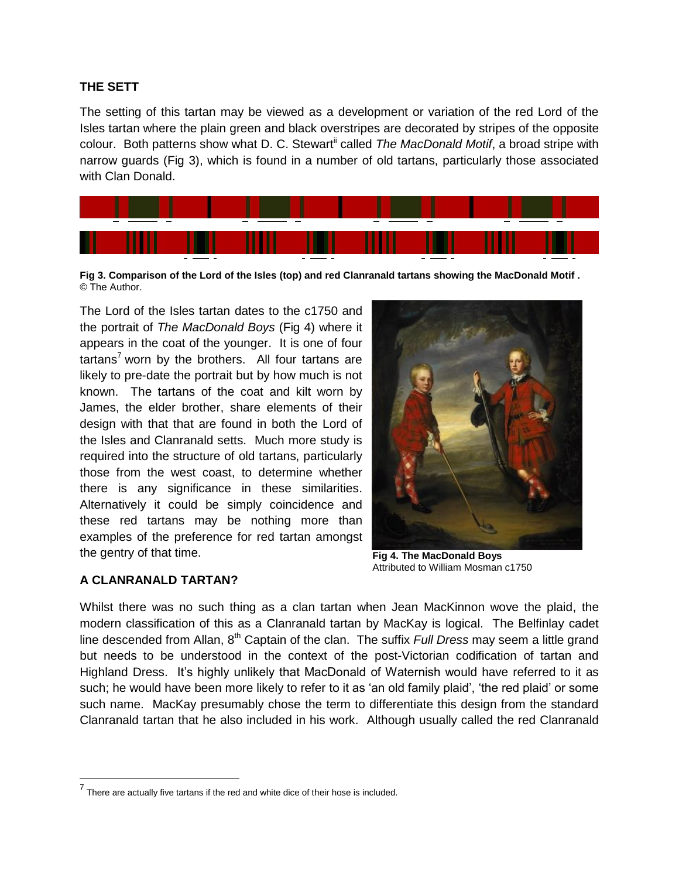## THE SETT

The setting of this tartan may be viewed as a development or variation of the red Lord of the Isles tartan where the plain green and black overstripes are decorated by stripes of the opposite colour. Both patterns show what D. C. Stewart[ii] called *The MacDonald Motif*, a broad stripe with narrow guards (Fig 3), which is found in a number of old tartans, particularly those associated with Clan Donald.

**Fig 3. Comparison of the Lord of the Isles (top) and red Clanranald tartans showing the MacDonald Motif .** © The Author.

The Lord of the Isles tartan dates to the c1750 and the portrait of *The MacDonald Boys* (Fig 4) where it appears in the coat of the younger. It is one of four tartans[7] worn by the brothers. All four tartans are likely to pre-date the portrait but by how much is not known. The tartans of the coat and kilt worn by James, the elder brother, share elements of their design with that that are found in both the Lord of the Isles and Clanranald setts. Much more study is required into the structure of old tartans, particularly those from the west coast, to determine whether there is any significance in these similarities. Alternatively it could be simply coincidence and these red tartans may be nothing more than examples of the preference for red tartan amongst the gentry of that time.

**Fig 4. The MacDonald Boys**
Attributed to William Mosman c1750

## A CLANRANALD TARTAN?

Whilst there was no such thing as a clan tartan when Jean MacKinnon wove the plaid, the modern classification of this as a Clanranald tartan by MacKay is logical. The Belfinlay cadet line descended from Allan, 8th Captain of the clan. The suffix *Full Dress* may seem a little grand but needs to be understood in the context of the post-Victorian codification of tartan and Highland Dress. It's highly unlikely that MacDonald of Waternish would have referred to it as such; he would have been more likely to refer to it as 'an old family plaid', 'the red plaid' or some such name. MacKay presumably chose the term to differentiate this design from the standard Clanranald tartan that he also included in his work. Although usually called the red Clanranald

[7] There are actually five tartans if the red and white dice of their hose is included.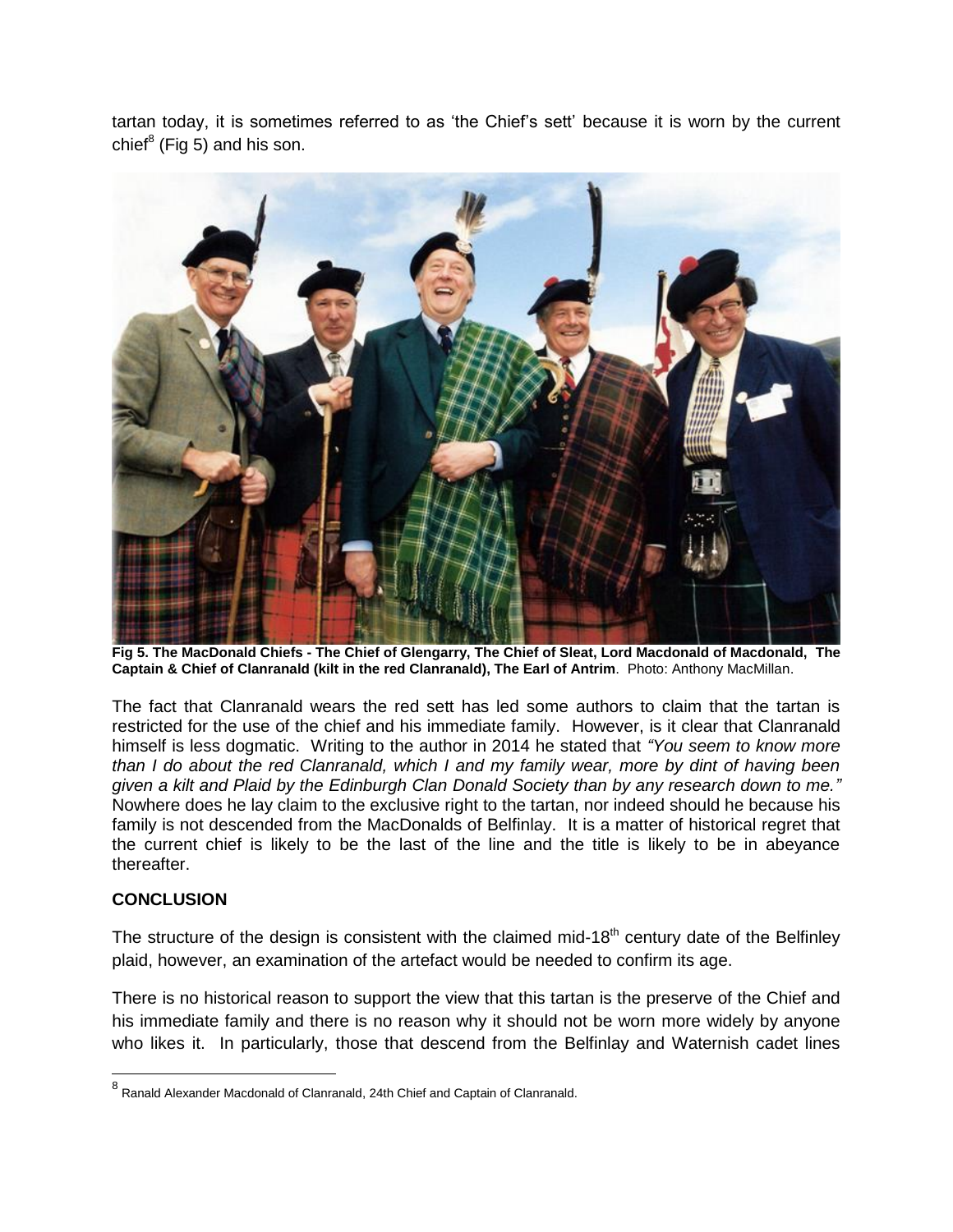tartan today, it is sometimes referred to as 'the Chief's sett' because it is worn by the current chief[8] (Fig 5) and his son.

**Fig 5. The MacDonald Chiefs - The Chief of Glengarry, The Chief of Sleat, Lord Macdonald of Macdonald, The Captain & Chief of Clanranald (kilt in the red Clanranald), The Earl of Antrim**. Photo: Anthony MacMillan.

The fact that Clanranald wears the red sett has led some authors to claim that the tartan is restricted for the use of the chief and his immediate family. However, is it clear that Clanranald himself is less dogmatic. Writing to the author in 2014 he stated that *"You seem to know more than I do about the red Clanranald, which I and my family wear, more by dint of having been given a kilt and Plaid by the Edinburgh Clan Donald Society than by any research down to me."* Nowhere does he lay claim to the exclusive right to the tartan, nor indeed should he because his family is not descended from the MacDonalds of Belfinlay. It is a matter of historical regret that the current chief is likely to be the last of the line and the title is likely to be in abeyance thereafter.

## CONCLUSION

The structure of the design is consistent with the claimed mid-18th century date of the Belfinley plaid, however, an examination of the artefact would be needed to confirm its age.

There is no historical reason to support the view that this tartan is the preserve of the Chief and his immediate family and there is no reason why it should not be worn more widely by anyone who likes it. In particularly, those that descend from the Belfinlay and Waternish cadet lines

[8] Ranald Alexander Macdonald of Clanranald, 24th Chief and Captain of Clanranald.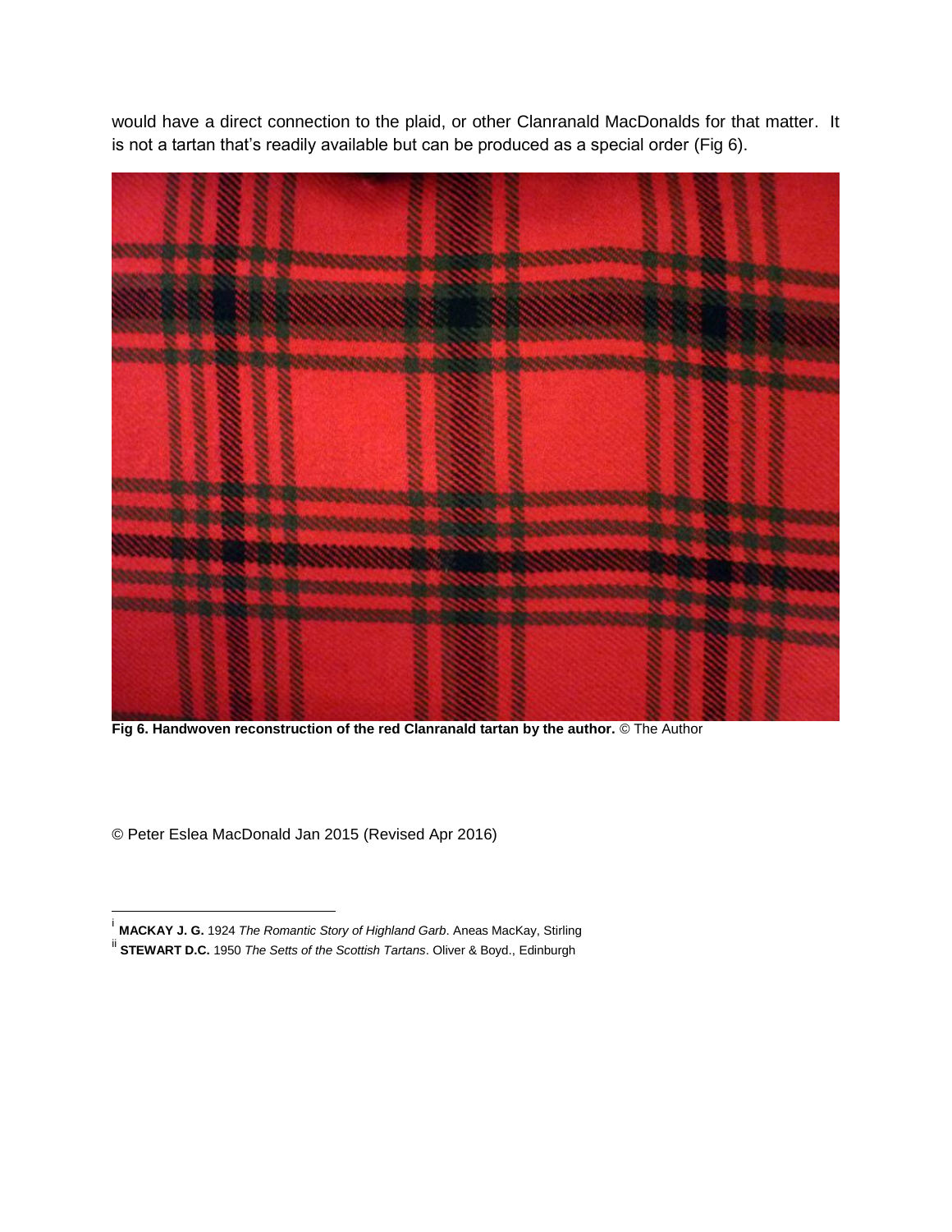would have a direct connection to the plaid, or other Clanranald MacDonalds for that matter. It is not a tartan that's readily available but can be produced as a special order (Fig 6).

**Fig 6. Handwoven reconstruction of the red Clanranald tartan by the author.** © The Author

© Peter Eslea MacDonald Jan 2015 (Revised Apr 2016)

---

[i] **MACKAY J. G.** 1924 *The Romantic Story of Highland Garb*. Aneas MacKay, Stirling

[ii] **STEWART D.C.** 1950 *The Setts of the Scottish Tartans*. Oliver & Boyd., Edinburgh